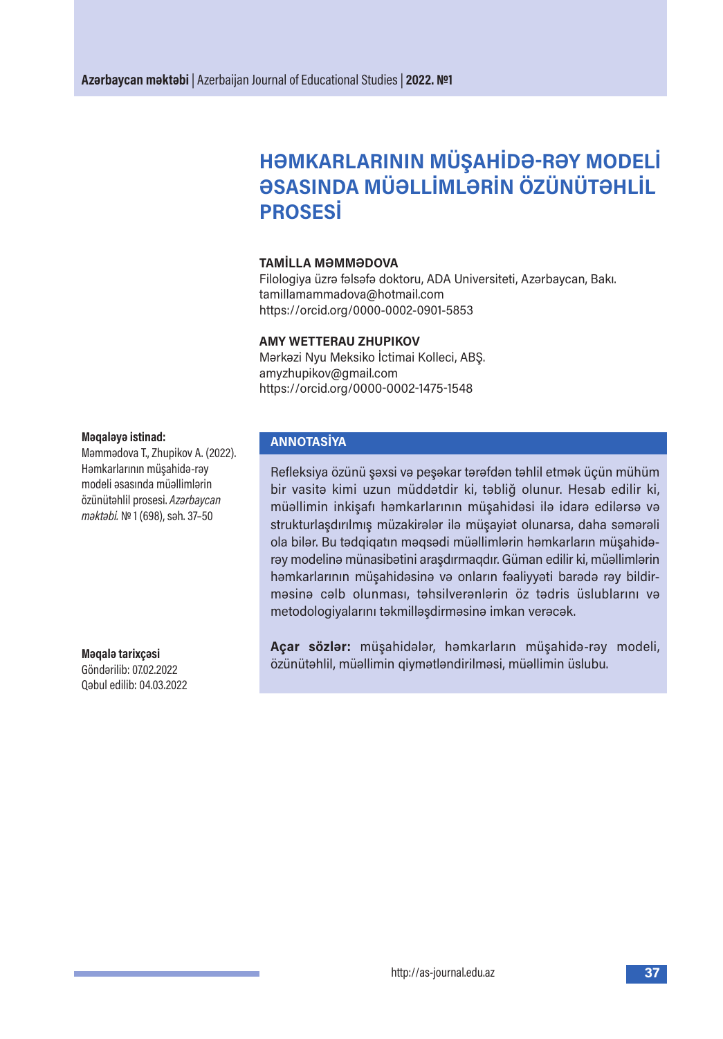# HƏMKARLARININ MÜŞAHİDƏ-RƏY MODELİ ƏSASINDA MÜƏLLİMLƏRİN ÖZÜNÜTƏHLİL PROSESİ

**TAMİLLA MƏMMƏDOVA**
Filologiya üzrə fəlsəfə doktoru, ADA Universiteti, Azərbaycan, Bakı.
tamillamammadova@hotmail.com
https://orcid.org/0000-0002-0901-5853

**AMY WETTERAU ZHUPIKOV**
Mərkəzi Nyu Meksiko İctimai Kolleci, ABŞ.
amyzhupikov@gmail.com
https://orcid.org/0000-0002-1475-1548

**Məqaləyə istinad:**
Məmmədova T., Zhupikov A. (2022). Həmkarlarının müşahidə-rəy modeli əsasında müəllimlərin özünütəhlil prosesi. *Azərbaycan məktəbi.* № 1 (698), səh. 37–50

**Məqalə tarixçəsi**
Göndərilib: 07.02.2022
Qəbul edilib: 04.03.2022

## ANNOTASİYA

Refleksiya özünü şəxsi və peşəkar tərəfdən təhlil etmək üçün mühüm bir vasitə kimi uzun müddətdir ki, təbliğ olunur. Hesab edilir ki, müəllimin inkişafı həmkarlarının müşahidəsi ilə idarə edilərsə və strukturlaşdırılmış müzakirələr ilə müşayiət olunarsa, daha səmərəli ola bilər. Bu tədqiqatın məqsədi müəllimlərin həmkarların müşahidə-rəy modelinə münasibətini araşdırmaqdır. Güman edilir ki, müəllimlərin həmkarlarının müşahidəsinə və onların fəaliyyəti barədə rəy bildirməsinə cəlb olunması, təhsilverənlərin öz tədris üslublarını və metodologiyalarını təkmilləşdirməsinə imkan verəcək.

**Açar sözlər:** müşahidələr, həmkarların müşahidə-rəy modeli, özünütəhlil, müəllimin qiymətləndirilməsi, müəllimin üslubu.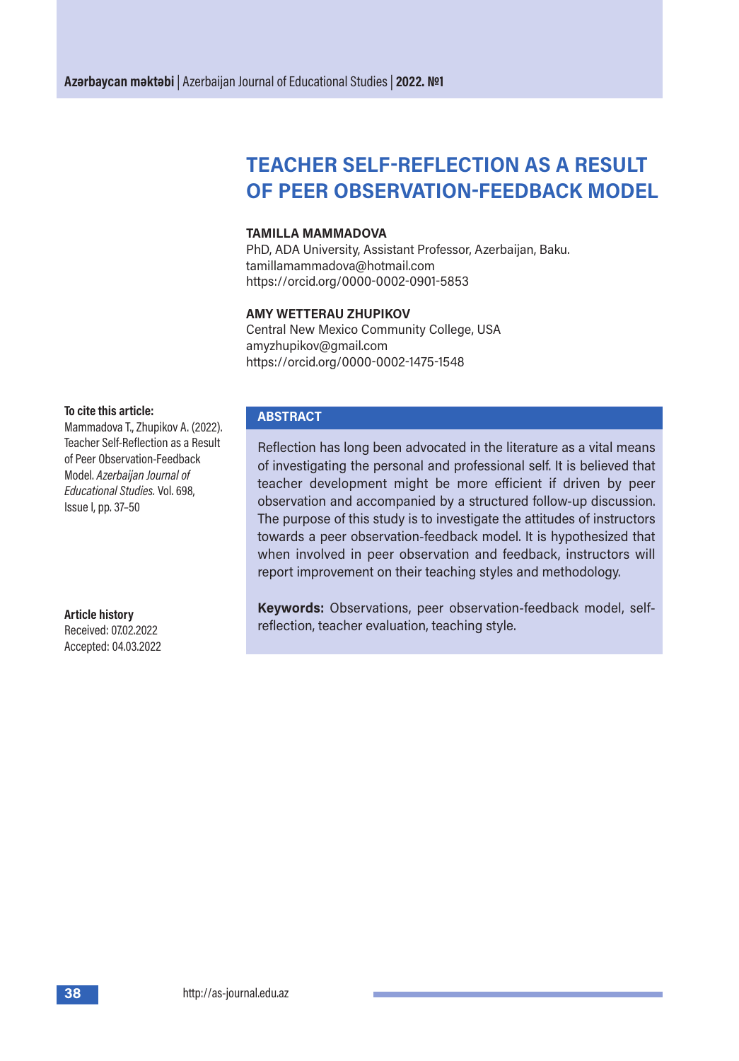# TEACHER SELF-REFLECTION AS A RESULT OF PEER OBSERVATION-FEEDBACK MODEL

**TAMILLA MAMMADOVA**
PhD, ADA University, Assistant Professor, Azerbaijan, Baku.
tamillamammadova@hotmail.com
https://orcid.org/0000-0002-0901-5853

**AMY WETTERAU ZHUPIKOV**
Central New Mexico Community College, USA
amyzhupikov@gmail.com
https://orcid.org/0000-0002-1475-1548

**To cite this article:**
Mammadova T., Zhupikov A. (2022). Teacher Self-Reflection as a Result of Peer Observation-Feedback Model. *Azerbaijan Journal of Educational Studies.* Vol. 698, Issue I, pp. 37–50

**Article history**
Received: 07.02.2022
Accepted: 04.03.2022

## ABSTRACT

Reflection has long been advocated in the literature as a vital means of investigating the personal and professional self. It is believed that teacher development might be more efficient if driven by peer observation and accompanied by a structured follow-up discussion. The purpose of this study is to investigate the attitudes of instructors towards a peer observation-feedback model. It is hypothesized that when involved in peer observation and feedback, instructors will report improvement on their teaching styles and methodology.

**Keywords:** Observations, peer observation-feedback model, self-reflection, teacher evaluation, teaching style.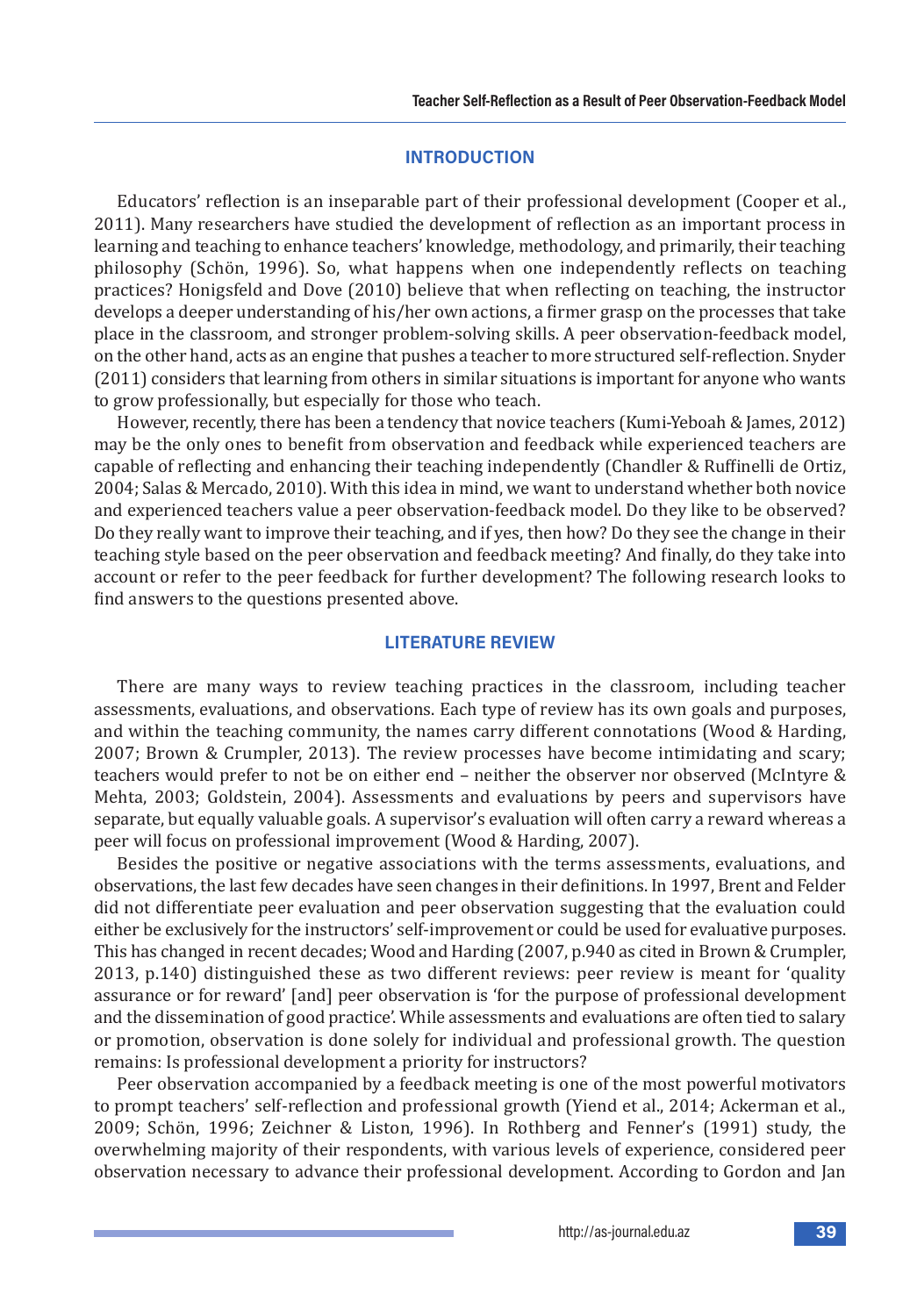## INTRODUCTION

Educators' reflection is an inseparable part of their professional development (Cooper et al., 2011). Many researchers have studied the development of reflection as an important process in learning and teaching to enhance teachers' knowledge, methodology, and primarily, their teaching philosophy (Schön, 1996). So, what happens when one independently reflects on teaching practices? Honigsfeld and Dove (2010) believe that when reflecting on teaching, the instructor develops a deeper understanding of his/her own actions, a firmer grasp on the processes that take place in the classroom, and stronger problem-solving skills. A peer observation-feedback model, on the other hand, acts as an engine that pushes a teacher to more structured self-reflection. Snyder (2011) considers that learning from others in similar situations is important for anyone who wants to grow professionally, but especially for those who teach.

However, recently, there has been a tendency that novice teachers (Kumi-Yeboah & James, 2012) may be the only ones to benefit from observation and feedback while experienced teachers are capable of reflecting and enhancing their teaching independently (Chandler & Ruffinelli de Ortiz, 2004; Salas & Mercado, 2010). With this idea in mind, we want to understand whether both novice and experienced teachers value a peer observation-feedback model. Do they like to be observed? Do they really want to improve their teaching, and if yes, then how? Do they see the change in their teaching style based on the peer observation and feedback meeting? And finally, do they take into account or refer to the peer feedback for further development? The following research looks to find answers to the questions presented above.

## LITERATURE REVIEW

There are many ways to review teaching practices in the classroom, including teacher assessments, evaluations, and observations. Each type of review has its own goals and purposes, and within the teaching community, the names carry different connotations (Wood & Harding, 2007; Brown & Crumpler, 2013). The review processes have become intimidating and scary; teachers would prefer to not be on either end – neither the observer nor observed (McIntyre & Mehta, 2003; Goldstein, 2004). Assessments and evaluations by peers and supervisors have separate, but equally valuable goals. A supervisor's evaluation will often carry a reward whereas a peer will focus on professional improvement (Wood & Harding, 2007).

Besides the positive or negative associations with the terms assessments, evaluations, and observations, the last few decades have seen changes in their definitions. In 1997, Brent and Felder did not differentiate peer evaluation and peer observation suggesting that the evaluation could either be exclusively for the instructors' self-improvement or could be used for evaluative purposes. This has changed in recent decades; Wood and Harding (2007, p.940 as cited in Brown & Crumpler, 2013, p.140) distinguished these as two different reviews: peer review is meant for 'quality assurance or for reward' [and] peer observation is 'for the purpose of professional development and the dissemination of good practice'. While assessments and evaluations are often tied to salary or promotion, observation is done solely for individual and professional growth. The question remains: Is professional development a priority for instructors?

Peer observation accompanied by a feedback meeting is one of the most powerful motivators to prompt teachers' self-reflection and professional growth (Yiend et al., 2014; Ackerman et al., 2009; Schön, 1996; Zeichner & Liston, 1996). In Rothberg and Fenner's (1991) study, the overwhelming majority of their respondents, with various levels of experience, considered peer observation necessary to advance their professional development. According to Gordon and Jan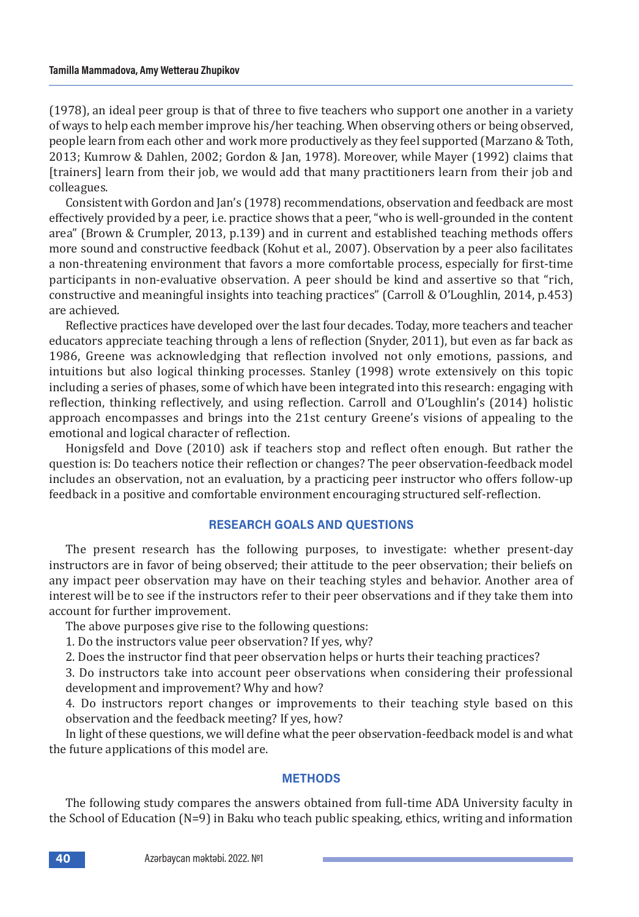(1978), an ideal peer group is that of three to five teachers who support one another in a variety of ways to help each member improve his/her teaching. When observing others or being observed, people learn from each other and work more productively as they feel supported (Marzano & Toth, 2013; Kumrow & Dahlen, 2002; Gordon & Jan, 1978). Moreover, while Mayer (1992) claims that [trainers] learn from their job, we would add that many practitioners learn from their job and colleagues.

Consistent with Gordon and Jan's (1978) recommendations, observation and feedback are most effectively provided by a peer, i.e. practice shows that a peer, "who is well-grounded in the content area" (Brown & Crumpler, 2013, p.139) and in current and established teaching methods offers more sound and constructive feedback (Kohut et al., 2007). Observation by a peer also facilitates a non-threatening environment that favors a more comfortable process, especially for first-time participants in non-evaluative observation. A peer should be kind and assertive so that "rich, constructive and meaningful insights into teaching practices" (Carroll & O'Loughlin, 2014, p.453) are achieved.

Reflective practices have developed over the last four decades. Today, more teachers and teacher educators appreciate teaching through a lens of reflection (Snyder, 2011), but even as far back as 1986, Greene was acknowledging that reflection involved not only emotions, passions, and intuitions but also logical thinking processes. Stanley (1998) wrote extensively on this topic including a series of phases, some of which have been integrated into this research: engaging with reflection, thinking reflectively, and using reflection. Carroll and O'Loughlin's (2014) holistic approach encompasses and brings into the 21st century Greene's visions of appealing to the emotional and logical character of reflection.

Honigsfeld and Dove (2010) ask if teachers stop and reflect often enough. But rather the question is: Do teachers notice their reflection or changes? The peer observation-feedback model includes an observation, not an evaluation, by a practicing peer instructor who offers follow-up feedback in a positive and comfortable environment encouraging structured self-reflection.

## RESEARCH GOALS AND QUESTIONS

The present research has the following purposes, to investigate: whether present-day instructors are in favor of being observed; their attitude to the peer observation; their beliefs on any impact peer observation may have on their teaching styles and behavior. Another area of interest will be to see if the instructors refer to their peer observations and if they take them into account for further improvement.

The above purposes give rise to the following questions:

1. Do the instructors value peer observation? If yes, why?
2. Does the instructor find that peer observation helps or hurts their teaching practices?
3. Do instructors take into account peer observations when considering their professional development and improvement? Why and how?
4. Do instructors report changes or improvements to their teaching style based on this observation and the feedback meeting? If yes, how?

In light of these questions, we will define what the peer observation-feedback model is and what the future applications of this model are.

## METHODS

The following study compares the answers obtained from full-time ADA University faculty in the School of Education (N=9) in Baku who teach public speaking, ethics, writing and information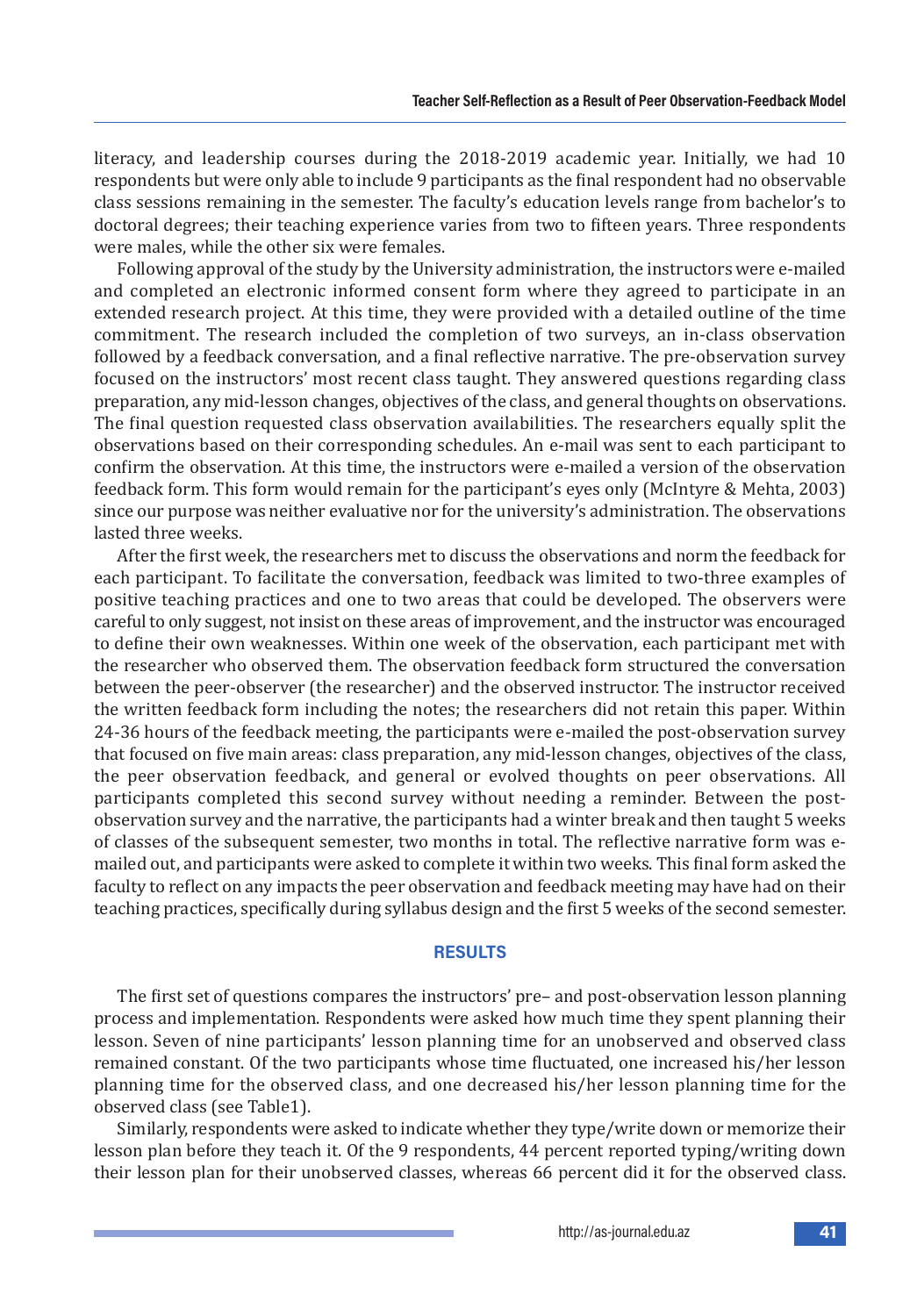literacy, and leadership courses during the 2018-2019 academic year. Initially, we had 10 respondents but were only able to include 9 participants as the final respondent had no observable class sessions remaining in the semester. The faculty's education levels range from bachelor's to doctoral degrees; their teaching experience varies from two to fifteen years. Three respondents were males, while the other six were females.

Following approval of the study by the University administration, the instructors were e-mailed and completed an electronic informed consent form where they agreed to participate in an extended research project. At this time, they were provided with a detailed outline of the time commitment. The research included the completion of two surveys, an in-class observation followed by a feedback conversation, and a final reflective narrative. The pre-observation survey focused on the instructors' most recent class taught. They answered questions regarding class preparation, any mid-lesson changes, objectives of the class, and general thoughts on observations. The final question requested class observation availabilities. The researchers equally split the observations based on their corresponding schedules. An e-mail was sent to each participant to confirm the observation. At this time, the instructors were e-mailed a version of the observation feedback form. This form would remain for the participant's eyes only (McIntyre & Mehta, 2003) since our purpose was neither evaluative nor for the university's administration. The observations lasted three weeks.

After the first week, the researchers met to discuss the observations and norm the feedback for each participant. To facilitate the conversation, feedback was limited to two-three examples of positive teaching practices and one to two areas that could be developed. The observers were careful to only suggest, not insist on these areas of improvement, and the instructor was encouraged to define their own weaknesses. Within one week of the observation, each participant met with the researcher who observed them. The observation feedback form structured the conversation between the peer-observer (the researcher) and the observed instructor. The instructor received the written feedback form including the notes; the researchers did not retain this paper. Within 24-36 hours of the feedback meeting, the participants were e-mailed the post-observation survey that focused on five main areas: class preparation, any mid-lesson changes, objectives of the class, the peer observation feedback, and general or evolved thoughts on peer observations. All participants completed this second survey without needing a reminder. Between the post-observation survey and the narrative, the participants had a winter break and then taught 5 weeks of classes of the subsequent semester, two months in total. The reflective narrative form was e-mailed out, and participants were asked to complete it within two weeks. This final form asked the faculty to reflect on any impacts the peer observation and feedback meeting may have had on their teaching practices, specifically during syllabus design and the first 5 weeks of the second semester.

## RESULTS

The first set of questions compares the instructors' pre– and post-observation lesson planning process and implementation. Respondents were asked how much time they spent planning their lesson. Seven of nine participants' lesson planning time for an unobserved and observed class remained constant. Of the two participants whose time fluctuated, one increased his/her lesson planning time for the observed class, and one decreased his/her lesson planning time for the observed class (see Table1).

Similarly, respondents were asked to indicate whether they type/write down or memorize their lesson plan before they teach it. Of the 9 respondents, 44 percent reported typing/writing down their lesson plan for their unobserved classes, whereas 66 percent did it for the observed class.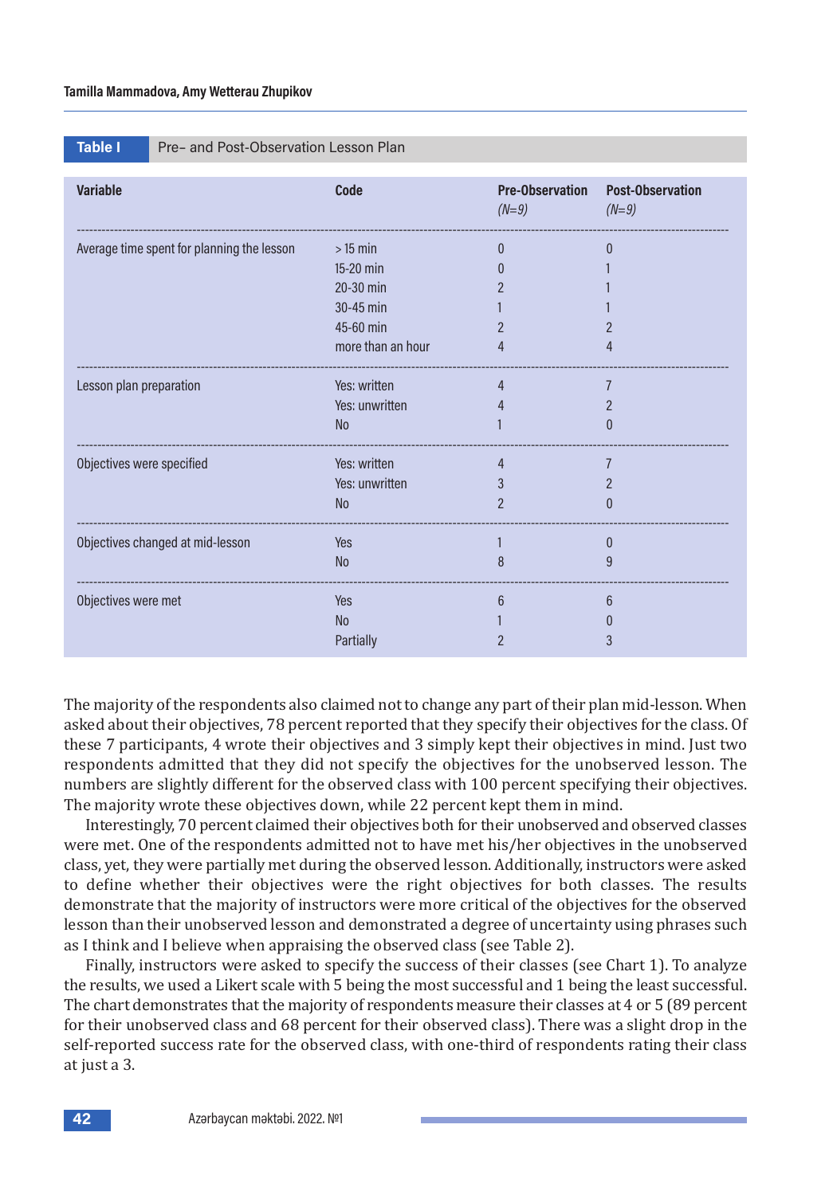**Table I** Pre- and Post-Observation Lesson Plan

| Variable | Code | Pre-Observation (*N=9*) | Post-Observation (*N=9*) |
|---|---|---|---|
| Average time spent for planning the lesson | > 15 min | 0 | 0 |
| | 15-20 min | 0 | 1 |
| | 20-30 min | 2 | 1 |
| | 30-45 min | 1 | 1 |
| | 45-60 min | 2 | 2 |
| | more than an hour | 4 | 4 |
| Lesson plan preparation | Yes: written | 4 | 7 |
| | Yes: unwritten | 4 | 2 |
| | No | 1 | 0 |
| Objectives were specified | Yes: written | 4 | 7 |
| | Yes: unwritten | 3 | 2 |
| | No | 2 | 0 |
| Objectives changed at mid-lesson | Yes | 1 | 0 |
| | No | 8 | 9 |
| Objectives were met | Yes | 6 | 6 |
| | No | 1 | 0 |
| | Partially | 2 | 3 |

The majority of the respondents also claimed not to change any part of their plan mid-lesson. When asked about their objectives, 78 percent reported that they specify their objectives for the class. Of these 7 participants, 4 wrote their objectives and 3 simply kept their objectives in mind. Just two respondents admitted that they did not specify the objectives for the unobserved lesson. The numbers are slightly different for the observed class with 100 percent specifying their objectives. The majority wrote these objectives down, while 22 percent kept them in mind.

Interestingly, 70 percent claimed their objectives both for their unobserved and observed classes were met. One of the respondents admitted not to have met his/her objectives in the unobserved class, yet, they were partially met during the observed lesson. Additionally, instructors were asked to define whether their objectives were the right objectives for both classes. The results demonstrate that the majority of instructors were more critical of the objectives for the observed lesson than their unobserved lesson and demonstrated a degree of uncertainty using phrases such as I think and I believe when appraising the observed class (see Table 2).

Finally, instructors were asked to specify the success of their classes (see Chart 1). To analyze the results, we used a Likert scale with 5 being the most successful and 1 being the least successful. The chart demonstrates that the majority of respondents measure their classes at 4 or 5 (89 percent for their unobserved class and 68 percent for their observed class). There was a slight drop in the self-reported success rate for the observed class, with one-third of respondents rating their class at just a 3.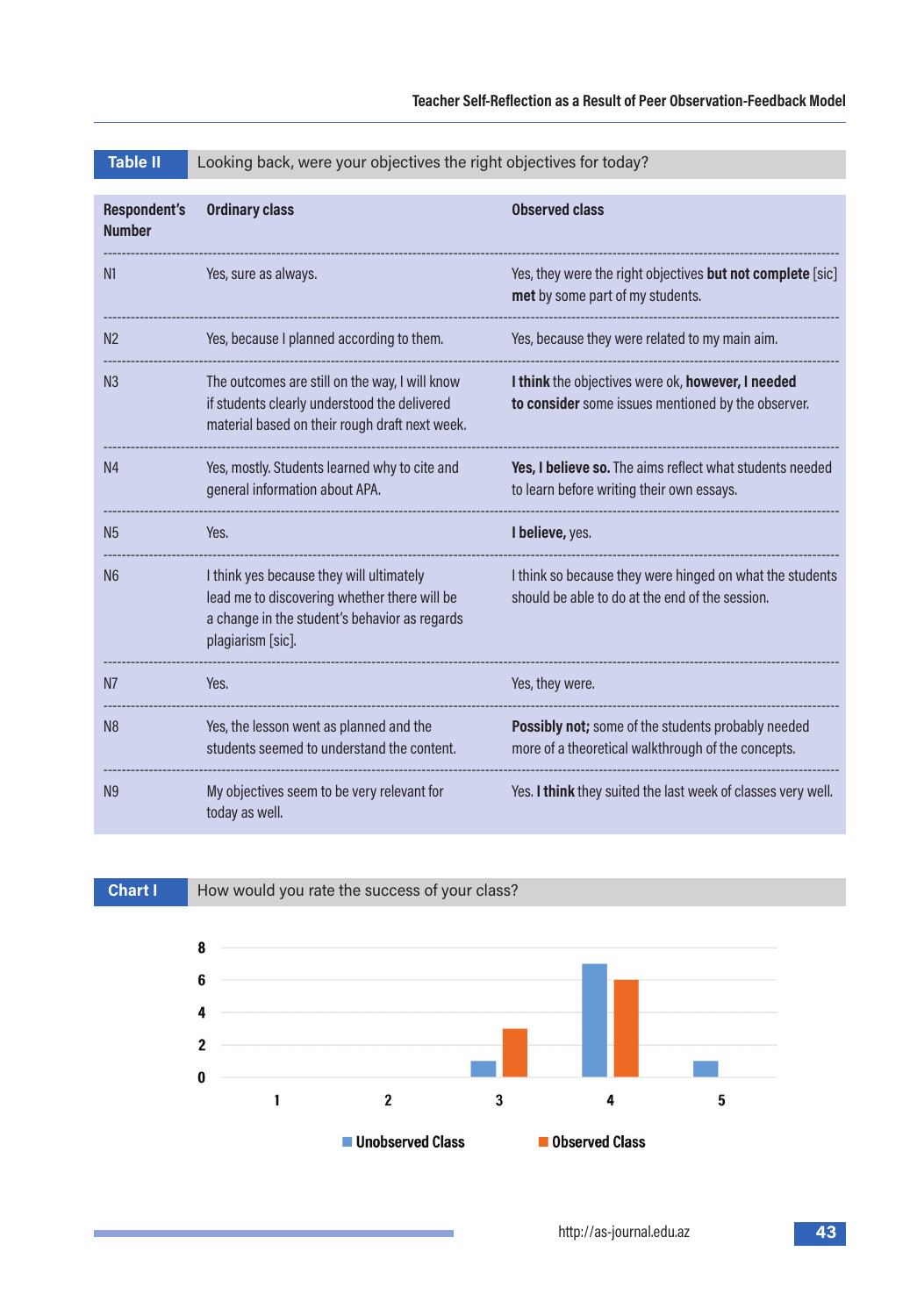**Table II** Looking back, were your objectives the right objectives for today?

| Respondent's Number | Ordinary class | Observed class |
|---|---|---|
| N1 | Yes, sure as always. | Yes, they were the right objectives **but not complete** [sic] **met** by some part of my students. |
| N2 | Yes, because I planned according to them. | Yes, because they were related to my main aim. |
| N3 | The outcomes are still on the way, I will know if students clearly understood the delivered material based on their rough draft next week. | **I think** the objectives were ok, **however, I needed to consider** some issues mentioned by the observer. |
| N4 | Yes, mostly. Students learned why to cite and general information about APA. | **Yes, I believe so.** The aims reflect what students needed to learn before writing their own essays. |
| N5 | Yes. | **I believe,** yes. |
| N6 | I think yes because they will ultimately lead me to discovering whether there will be a change in the student's behavior as regards plagiarism [sic]. | I think so because they were hinged on what the students should be able to do at the end of the session. |
| N7 | Yes. | Yes, they were. |
| N8 | Yes, the lesson went as planned and the students seemed to understand the content. | **Possibly not;** some of the students probably needed more of a theoretical walkthrough of the concepts. |
| N9 | My objectives seem to be very relevant for today as well. | Yes. **I think** they suited the last week of classes very well. |

**Chart I** How would you rate the success of your class?

| Rating | Unobserved Class | Observed Class |
|---|---|---|
| 1 | 0 | 0 |
| 2 | 0 | 0 |
| 3 | 1 | 3 |
| 4 | 7 | 6 |
| 5 | 1 | 0 |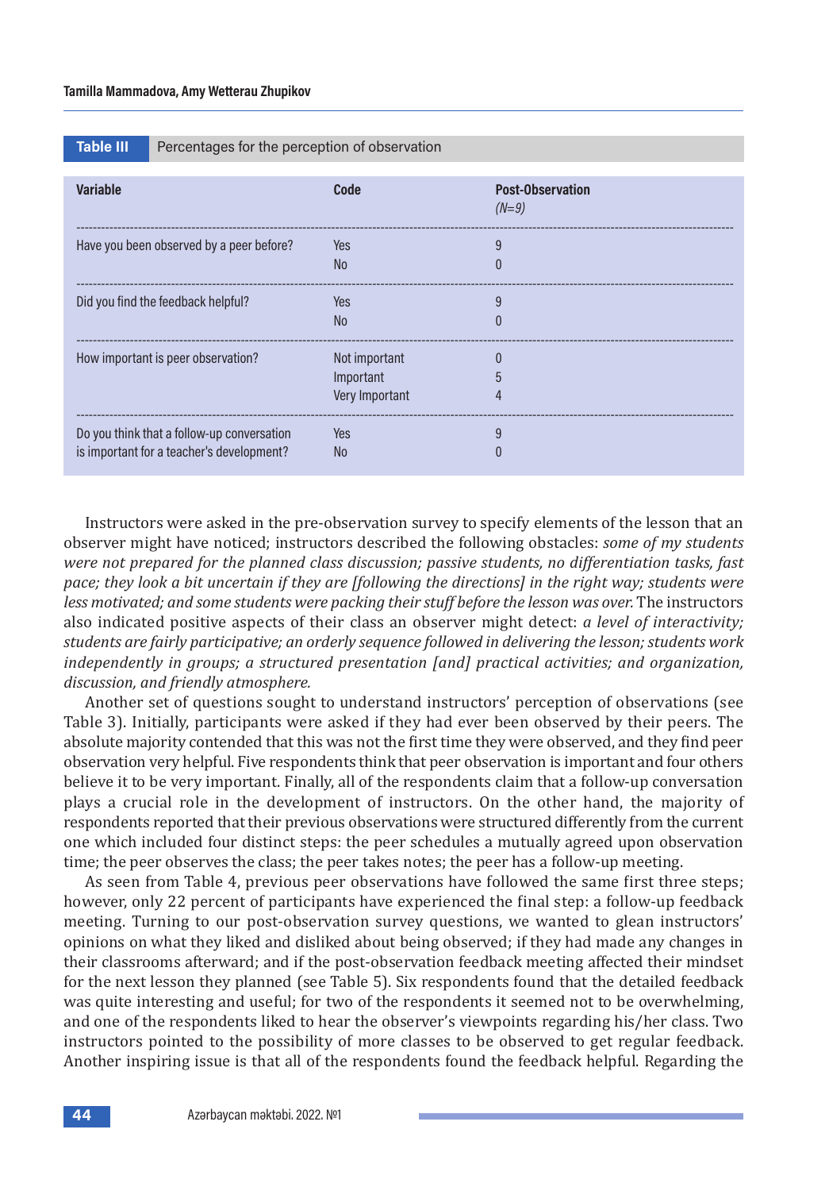**Table III** Percentages for the perception of observation

| Variable | Code | Post-Observation *(N=9)* |
|---|---|---|
| Have you been observed by a peer before? | Yes | 9 |
| | No | 0 |
| Did you find the feedback helpful? | Yes | 9 |
| | No | 0 |
| How important is peer observation? | Not important | 0 |
| | Important | 5 |
| | Very Important | 4 |
| Do you think that a follow-up conversation is important for a teacher's development? | Yes | 9 |
| | No | 0 |

Instructors were asked in the pre-observation survey to specify elements of the lesson that an observer might have noticed; instructors described the following obstacles: *some of my students were not prepared for the planned class discussion; passive students, no differentiation tasks, fast pace; they look a bit uncertain if they are [following the directions] in the right way; students were less motivated; and some students were packing their stuff before the lesson was over.* The instructors also indicated positive aspects of their class an observer might detect: *a level of interactivity; students are fairly participative; an orderly sequence followed in delivering the lesson; students work independently in groups; a structured presentation [and] practical activities; and organization, discussion, and friendly atmosphere.*

Another set of questions sought to understand instructors' perception of observations (see Table 3). Initially, participants were asked if they had ever been observed by their peers. The absolute majority contended that this was not the first time they were observed, and they find peer observation very helpful. Five respondents think that peer observation is important and four others believe it to be very important. Finally, all of the respondents claim that a follow-up conversation plays a crucial role in the development of instructors. On the other hand, the majority of respondents reported that their previous observations were structured differently from the current one which included four distinct steps: the peer schedules a mutually agreed upon observation time; the peer observes the class; the peer takes notes; the peer has a follow-up meeting.

As seen from Table 4, previous peer observations have followed the same first three steps; however, only 22 percent of participants have experienced the final step: a follow-up feedback meeting. Turning to our post-observation survey questions, we wanted to glean instructors' opinions on what they liked and disliked about being observed; if they had made any changes in their classrooms afterward; and if the post-observation feedback meeting affected their mindset for the next lesson they planned (see Table 5). Six respondents found that the detailed feedback was quite interesting and useful; for two of the respondents it seemed not to be overwhelming, and one of the respondents liked to hear the observer's viewpoints regarding his/her class. Two instructors pointed to the possibility of more classes to be observed to get regular feedback. Another inspiring issue is that all of the respondents found the feedback helpful. Regarding the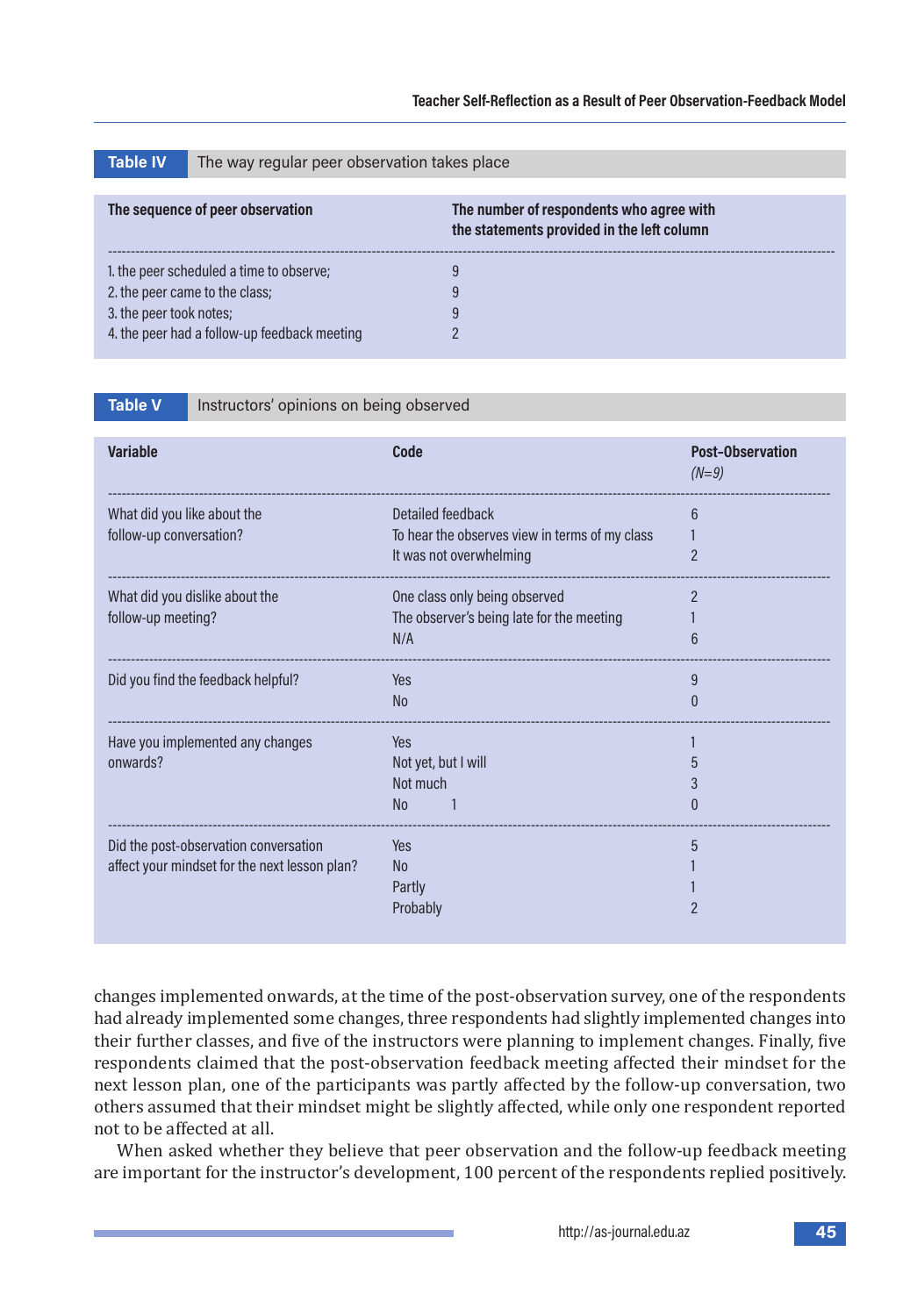**Table IV** The way regular peer observation takes place

| The sequence of peer observation | The number of respondents who agree with the statements provided in the left column |
|---|---|
| 1. the peer scheduled a time to observe; | 9 |
| 2. the peer came to the class; | 9 |
| 3. the peer took notes; | 9 |
| 4. the peer had a follow-up feedback meeting | 2 |

**Table V** Instructors' opinions on being observed

| Variable | Code | Post-Observation *(N=9)* |
|---|---|---|
| What did you like about the follow-up conversation? | Detailed feedback | 6 |
| | To hear the observes view in terms of my class | 1 |
| | It was not overwhelming | 2 |
| What did you dislike about the follow-up meeting? | One class only being observed | 2 |
| | The observer's being late for the meeting | 1 |
| | N/A | 6 |
| Did you find the feedback helpful? | Yes | 9 |
| | No | 0 |
| Have you implemented any changes onwards? | Yes | 1 |
| | Not yet, but I will | 5 |
| | Not much | 3 |
| | No 1 | 0 |
| Did the post-observation conversation affect your mindset for the next lesson plan? | Yes | 5 |
| | No | 1 |
| | Partly | 1 |
| | Probably | 2 |

changes implemented onwards, at the time of the post-observation survey, one of the respondents had already implemented some changes, three respondents had slightly implemented changes into their further classes, and five of the instructors were planning to implement changes. Finally, five respondents claimed that the post-observation feedback meeting affected their mindset for the next lesson plan, one of the participants was partly affected by the follow-up conversation, two others assumed that their mindset might be slightly affected, while only one respondent reported not to be affected at all.

When asked whether they believe that peer observation and the follow-up feedback meeting are important for the instructor's development, 100 percent of the respondents replied positively.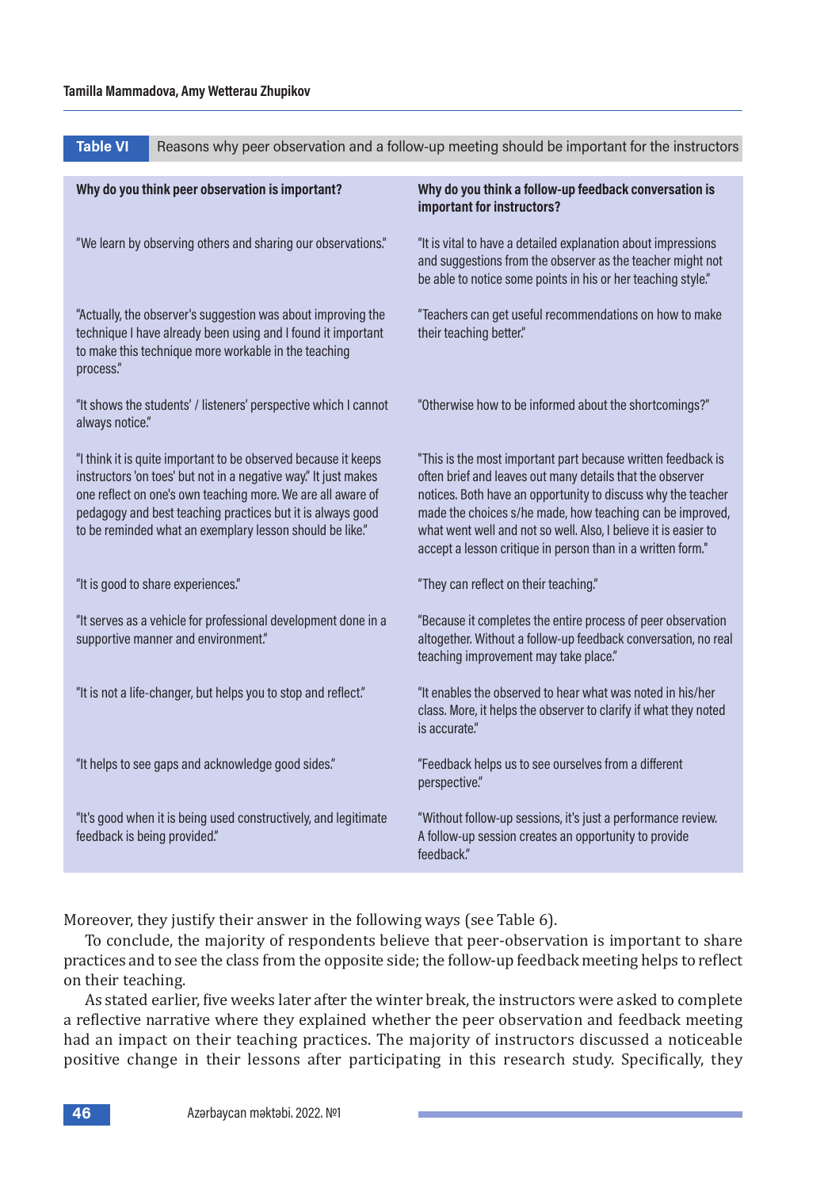**Table VI** Reasons why peer observation and a follow-up meeting should be important for the instructors

| Why do you think peer observation is important? | Why do you think a follow-up feedback conversation is important for instructors? |
|---|---|
| "We learn by observing others and sharing our observations." | "It is vital to have a detailed explanation about impressions and suggestions from the observer as the teacher might not be able to notice some points in his or her teaching style." |
| "Actually, the observer's suggestion was about improving the technique I have already been using and I found it important to make this technique more workable in the teaching process." | "Teachers can get useful recommendations on how to make their teaching better." |
| "It shows the students' / listeners' perspective which I cannot always notice." | "Otherwise how to be informed about the shortcomings?" |
| "I think it is quite important to be observed because it keeps instructors 'on toes' but not in a negative way." It just makes one reflect on one's own teaching more. We are all aware of pedagogy and best teaching practices but it is always good to be reminded what an exemplary lesson should be like." | "This is the most important part because written feedback is often brief and leaves out many details that the observer notices. Both have an opportunity to discuss why the teacher made the choices s/he made, how teaching can be improved, what went well and not so well. Also, I believe it is easier to accept a lesson critique in person than in a written form." |
| "It is good to share experiences." | "They can reflect on their teaching." |
| "It serves as a vehicle for professional development done in a supportive manner and environment." | "Because it completes the entire process of peer observation altogether. Without a follow-up feedback conversation, no real teaching improvement may take place." |
| "It is not a life-changer, but helps you to stop and reflect." | "It enables the observed to hear what was noted in his/her class. More, it helps the observer to clarify if what they noted is accurate." |
| "It helps to see gaps and acknowledge good sides." | "Feedback helps us to see ourselves from a different perspective." |
| "It's good when it is being used constructively, and legitimate feedback is being provided." | "Without follow-up sessions, it's just a performance review. A follow-up session creates an opportunity to provide feedback." |

Moreover, they justify their answer in the following ways (see Table 6).

To conclude, the majority of respondents believe that peer-observation is important to share practices and to see the class from the opposite side; the follow-up feedback meeting helps to reflect on their teaching.

As stated earlier, five weeks later after the winter break, the instructors were asked to complete a reflective narrative where they explained whether the peer observation and feedback meeting had an impact on their teaching practices. The majority of instructors discussed a noticeable positive change in their lessons after participating in this research study. Specifically, they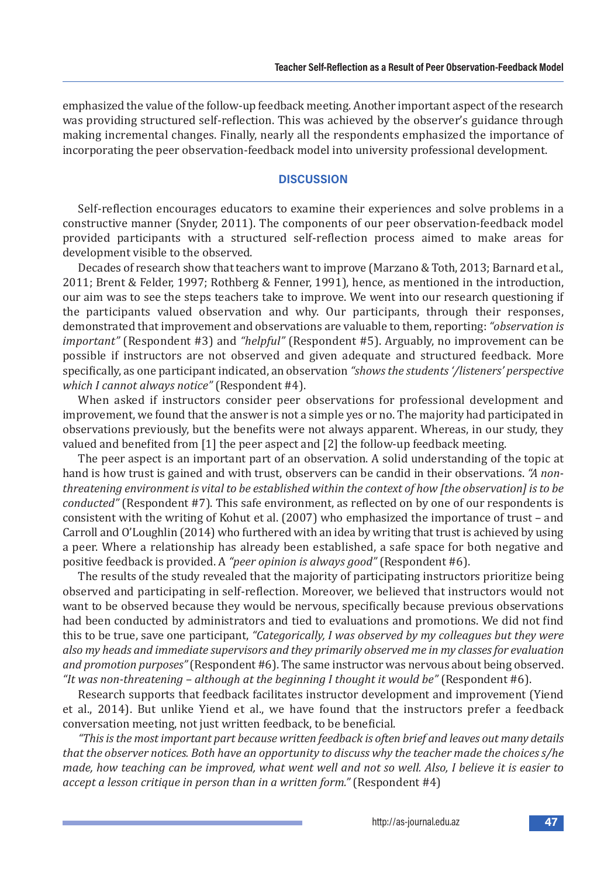emphasized the value of the follow-up feedback meeting. Another important aspect of the research was providing structured self-reflection. This was achieved by the observer's guidance through making incremental changes. Finally, nearly all the respondents emphasized the importance of incorporating the peer observation-feedback model into university professional development.

## DISCUSSION

Self-reflection encourages educators to examine their experiences and solve problems in a constructive manner (Snyder, 2011). The components of our peer observation-feedback model provided participants with a structured self-reflection process aimed to make areas for development visible to the observed.

Decades of research show that teachers want to improve (Marzano & Toth, 2013; Barnard et al., 2011; Brent & Felder, 1997; Rothberg & Fenner, 1991), hence, as mentioned in the introduction, our aim was to see the steps teachers take to improve. We went into our research questioning if the participants valued observation and why. Our participants, through their responses, demonstrated that improvement and observations are valuable to them, reporting: *"observation is important"* (Respondent #3) and *"helpful"* (Respondent #5). Arguably, no improvement can be possible if instructors are not observed and given adequate and structured feedback. More specifically, as one participant indicated, an observation *"shows the students '/listeners' perspective which I cannot always notice"* (Respondent #4).

When asked if instructors consider peer observations for professional development and improvement, we found that the answer is not a simple yes or no. The majority had participated in observations previously, but the benefits were not always apparent. Whereas, in our study, they valued and benefited from [1] the peer aspect and [2] the follow-up feedback meeting.

The peer aspect is an important part of an observation. A solid understanding of the topic at hand is how trust is gained and with trust, observers can be candid in their observations. *"A non-threatening environment is vital to be established within the context of how [the observation] is to be conducted"* (Respondent #7). This safe environment, as reflected on by one of our respondents is consistent with the writing of Kohut et al. (2007) who emphasized the importance of trust – and Carroll and O'Loughlin (2014) who furthered with an idea by writing that trust is achieved by using a peer. Where a relationship has already been established, a safe space for both negative and positive feedback is provided. A *"peer opinion is always good"* (Respondent #6).

The results of the study revealed that the majority of participating instructors prioritize being observed and participating in self-reflection. Moreover, we believed that instructors would not want to be observed because they would be nervous, specifically because previous observations had been conducted by administrators and tied to evaluations and promotions. We did not find this to be true, save one participant, *"Categorically, I was observed by my colleagues but they were also my heads and immediate supervisors and they primarily observed me in my classes for evaluation and promotion purposes"* (Respondent #6). The same instructor was nervous about being observed. *"It was non-threatening – although at the beginning I thought it would be"* (Respondent #6).

Research supports that feedback facilitates instructor development and improvement (Yiend et al., 2014). But unlike Yiend et al., we have found that the instructors prefer a feedback conversation meeting, not just written feedback, to be beneficial.

*"This is the most important part because written feedback is often brief and leaves out many details that the observer notices. Both have an opportunity to discuss why the teacher made the choices s/he made, how teaching can be improved, what went well and not so well. Also, I believe it is easier to accept a lesson critique in person than in a written form."* (Respondent #4)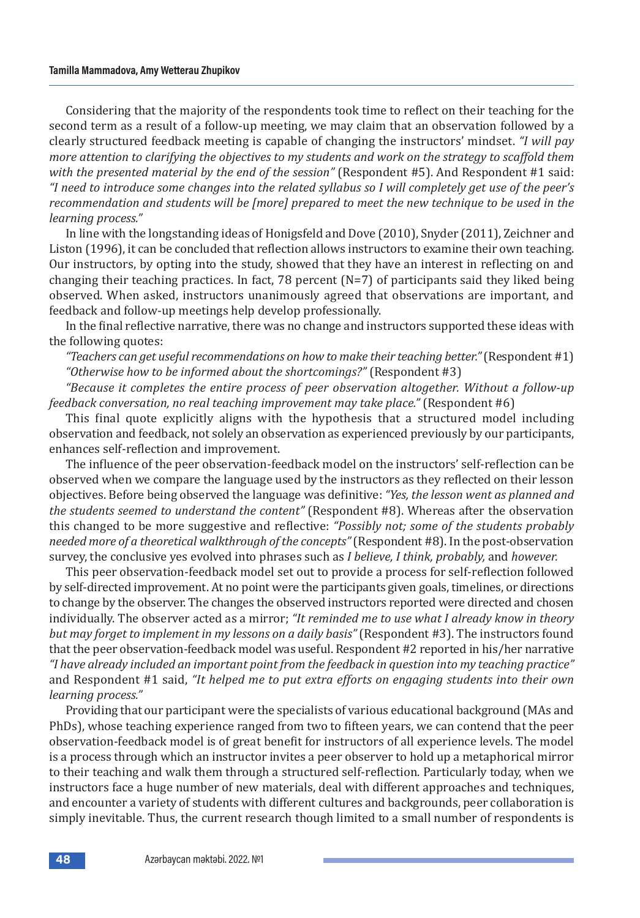Considering that the majority of the respondents took time to reflect on their teaching for the second term as a result of a follow-up meeting, we may claim that an observation followed by a clearly structured feedback meeting is capable of changing the instructors' mindset. *"I will pay more attention to clarifying the objectives to my students and work on the strategy to scaffold them with the presented material by the end of the session"* (Respondent #5). And Respondent #1 said: *"I need to introduce some changes into the related syllabus so I will completely get use of the peer's recommendation and students will be [more] prepared to meet the new technique to be used in the learning process."*

In line with the longstanding ideas of Honigsfeld and Dove (2010), Snyder (2011), Zeichner and Liston (1996), it can be concluded that reflection allows instructors to examine their own teaching. Our instructors, by opting into the study, showed that they have an interest in reflecting on and changing their teaching practices. In fact, 78 percent (N=7) of participants said they liked being observed. When asked, instructors unanimously agreed that observations are important, and feedback and follow-up meetings help develop professionally.

In the final reflective narrative, there was no change and instructors supported these ideas with the following quotes:

*"Teachers can get useful recommendations on how to make their teaching better."* (Respondent #1)

*"Otherwise how to be informed about the shortcomings?"* (Respondent #3)

*"Because it completes the entire process of peer observation altogether. Without a follow-up feedback conversation, no real teaching improvement may take place."* (Respondent #6)

This final quote explicitly aligns with the hypothesis that a structured model including observation and feedback, not solely an observation as experienced previously by our participants, enhances self-reflection and improvement.

The influence of the peer observation-feedback model on the instructors' self-reflection can be observed when we compare the language used by the instructors as they reflected on their lesson objectives. Before being observed the language was definitive: *"Yes, the lesson went as planned and the students seemed to understand the content"* (Respondent #8). Whereas after the observation this changed to be more suggestive and reflective: *"Possibly not; some of the students probably needed more of a theoretical walkthrough of the concepts"* (Respondent #8). In the post-observation survey, the conclusive yes evolved into phrases such as *I believe, I think, probably,* and *however.*

This peer observation-feedback model set out to provide a process for self-reflection followed by self-directed improvement. At no point were the participants given goals, timelines, or directions to change by the observer. The changes the observed instructors reported were directed and chosen individually. The observer acted as a mirror; *"It reminded me to use what I already know in theory but may forget to implement in my lessons on a daily basis"* (Respondent #3). The instructors found that the peer observation-feedback model was useful. Respondent #2 reported in his/her narrative *"I have already included an important point from the feedback in question into my teaching practice"* and Respondent #1 said, *"It helped me to put extra efforts on engaging students into their own learning process."*

Providing that our participant were the specialists of various educational background (MAs and PhDs), whose teaching experience ranged from two to fifteen years, we can contend that the peer observation-feedback model is of great benefit for instructors of all experience levels. The model is a process through which an instructor invites a peer observer to hold up a metaphorical mirror to their teaching and walk them through a structured self-reflection. Particularly today, when we instructors face a huge number of new materials, deal with different approaches and techniques, and encounter a variety of students with different cultures and backgrounds, peer collaboration is simply inevitable. Thus, the current research though limited to a small number of respondents is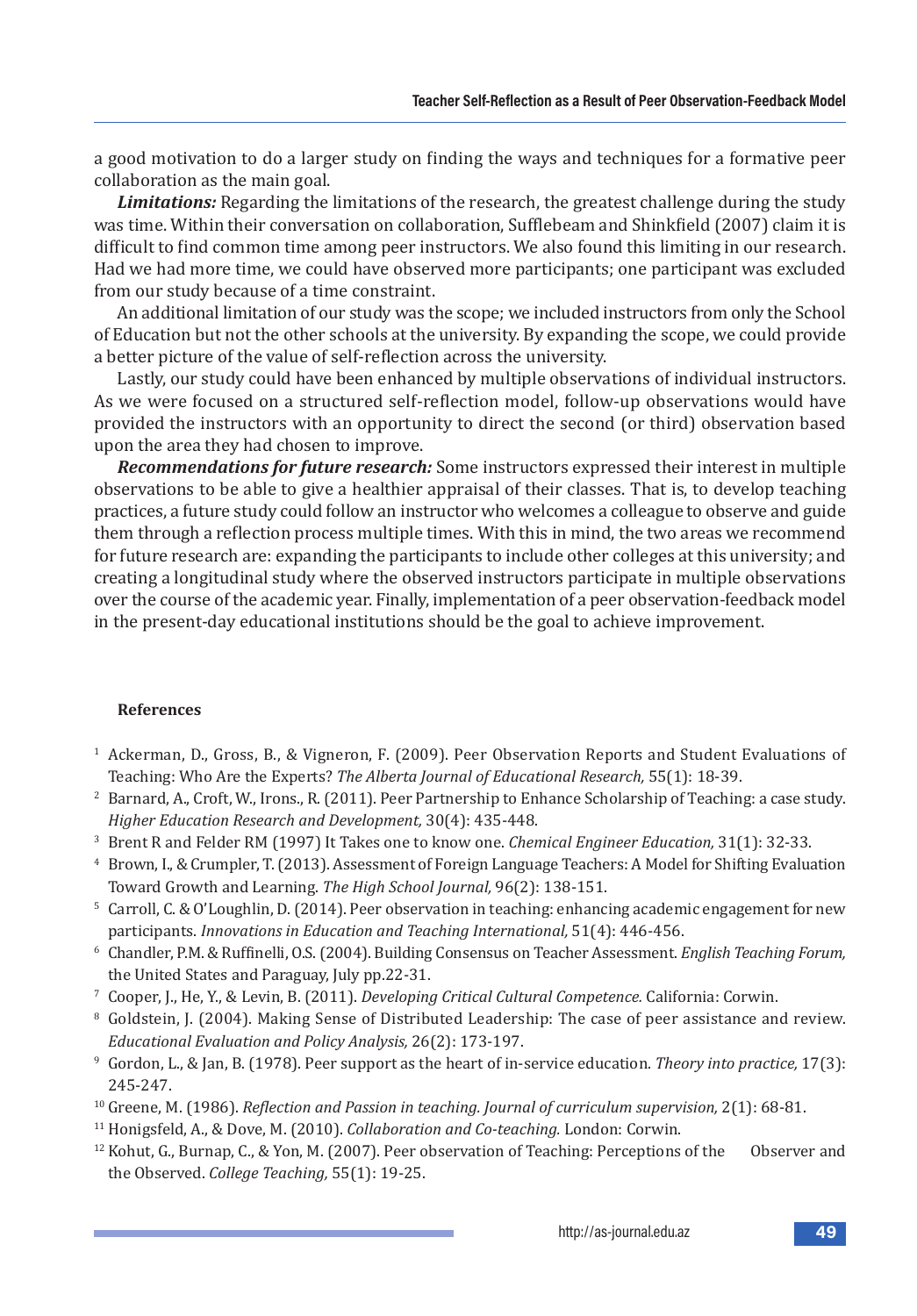a good motivation to do a larger study on finding the ways and techniques for a formative peer collaboration as the main goal.

***Limitations:*** Regarding the limitations of the research, the greatest challenge during the study was time. Within their conversation on collaboration, Sufflebeam and Shinkfield (2007) claim it is difficult to find common time among peer instructors. We also found this limiting in our research. Had we had more time, we could have observed more participants; one participant was excluded from our study because of a time constraint.

An additional limitation of our study was the scope; we included instructors from only the School of Education but not the other schools at the university. By expanding the scope, we could provide a better picture of the value of self-reflection across the university.

Lastly, our study could have been enhanced by multiple observations of individual instructors. As we were focused on a structured self-reflection model, follow-up observations would have provided the instructors with an opportunity to direct the second (or third) observation based upon the area they had chosen to improve.

***Recommendations for future research:*** Some instructors expressed their interest in multiple observations to be able to give a healthier appraisal of their classes. That is, to develop teaching practices, a future study could follow an instructor who welcomes a colleague to observe and guide them through a reflection process multiple times. With this in mind, the two areas we recommend for future research are: expanding the participants to include other colleges at this university; and creating a longitudinal study where the observed instructors participate in multiple observations over the course of the academic year. Finally, implementation of a peer observation-feedback model in the present-day educational institutions should be the goal to achieve improvement.

**References**

1. Ackerman, D., Gross, B., & Vigneron, F. (2009). Peer Observation Reports and Student Evaluations of Teaching: Who Are the Experts? *The Alberta Journal of Educational Research,* 55(1): 18-39.
2. Barnard, A., Croft, W., Irons., R. (2011). Peer Partnership to Enhance Scholarship of Teaching: a case study. *Higher Education Research and Development,* 30(4): 435-448.
3. Brent R and Felder RM (1997) It Takes one to know one. *Chemical Engineer Education,* 31(1): 32-33.
4. Brown, I., & Crumpler, T. (2013). Assessment of Foreign Language Teachers: A Model for Shifting Evaluation Toward Growth and Learning. *The High School Journal,* 96(2): 138-151.
5. Carroll, C. & O'Loughlin, D. (2014). Peer observation in teaching: enhancing academic engagement for new participants. *Innovations in Education and Teaching International,* 51(4): 446-456.
6. Chandler, P.M. & Ruffinelli, O.S. (2004). Building Consensus on Teacher Assessment. *English Teaching Forum,* the United States and Paraguay, July pp.22-31.
7. Cooper, J., He, Y., & Levin, B. (2011). *Developing Critical Cultural Competence.* California: Corwin.
8. Goldstein, J. (2004). Making Sense of Distributed Leadership: The case of peer assistance and review. *Educational Evaluation and Policy Analysis,* 26(2): 173-197.
9. Gordon, L., & Jan, B. (1978). Peer support as the heart of in-service education. *Theory into practice,* 17(3): 245-247.
10. Greene, M. (1986). *Reflection and Passion in teaching. Journal of curriculum supervision,* 2(1): 68-81.
11. Honigsfeld, A., & Dove, M. (2010). *Collaboration and Co-teaching.* London: Corwin.
12. Kohut, G., Burnap, C., & Yon, M. (2007). Peer observation of Teaching: Perceptions of the Observer and the Observed. *College Teaching,* 55(1): 19-25.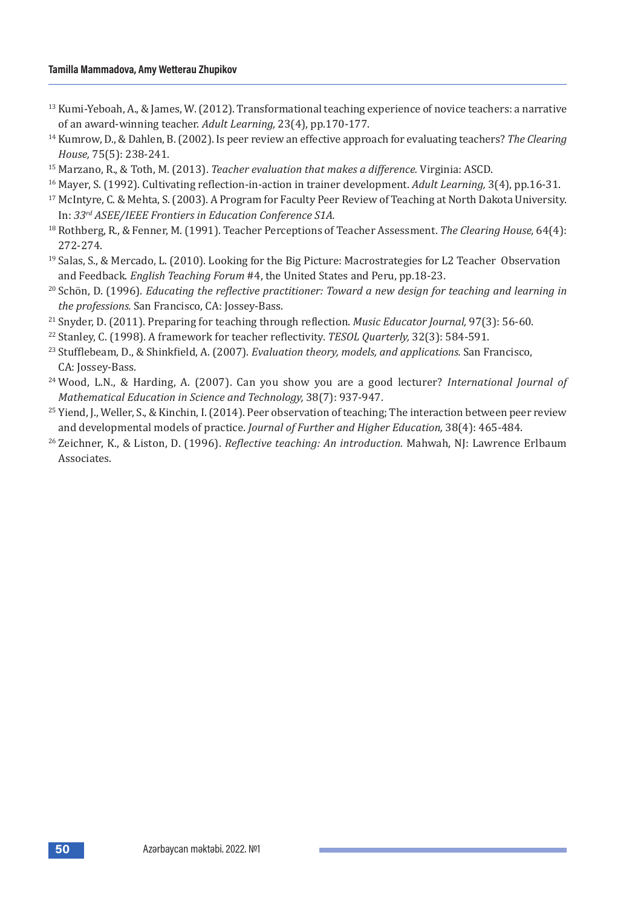[13] Kumi-Yeboah, A., & James, W. (2012). Transformational teaching experience of novice teachers: a narrative of an award-winning teacher. *Adult Learning,* 23(4), pp.170-177.

[14] Kumrow, D., & Dahlen, B. (2002). Is peer review an effective approach for evaluating teachers? *The Clearing House,* 75(5): 238-241.

[15] Marzano, R., & Toth, M. (2013). *Teacher evaluation that makes a difference.* Virginia: ASCD.

[16] Mayer, S. (1992). Cultivating reflection-in-action in trainer development. *Adult Learning,* 3(4), pp.16-31.

[17] McIntyre, C. & Mehta, S. (2003). A Program for Faculty Peer Review of Teaching at North Dakota University. In: *33rd ASEE/IEEE Frontiers in Education Conference S1A.*

[18] Rothberg, R., & Fenner, M. (1991). Teacher Perceptions of Teacher Assessment. *The Clearing House,* 64(4): 272-274.

[19] Salas, S., & Mercado, L. (2010). Looking for the Big Picture: Macrostrategies for L2 Teacher Observation and Feedback. *English Teaching Forum* #4, the United States and Peru, pp.18-23.

[20] Schön, D. (1996). *Educating the reflective practitioner: Toward a new design for teaching and learning in the professions.* San Francisco, CA: Jossey-Bass.

[21] Snyder, D. (2011). Preparing for teaching through reflection. *Music Educator Journal,* 97(3): 56-60.

[22] Stanley, C. (1998). A framework for teacher reflectivity. *TESOL Quarterly,* 32(3): 584-591.

[23] Stufflebeam, D., & Shinkfield, A. (2007). *Evaluation theory, models, and applications.* San Francisco, CA: Jossey-Bass.

[24] Wood, L.N., & Harding, A. (2007). Can you show you are a good lecturer? *International Journal of Mathematical Education in Science and Technology,* 38(7): 937-947.

[25] Yiend, J., Weller, S., & Kinchin, I. (2014). Peer observation of teaching; The interaction between peer review and developmental models of practice. *Journal of Further and Higher Education,* 38(4): 465-484.

[26] Zeichner, K., & Liston, D. (1996). *Reflective teaching: An introduction.* Mahwah, NJ: Lawrence Erlbaum Associates.